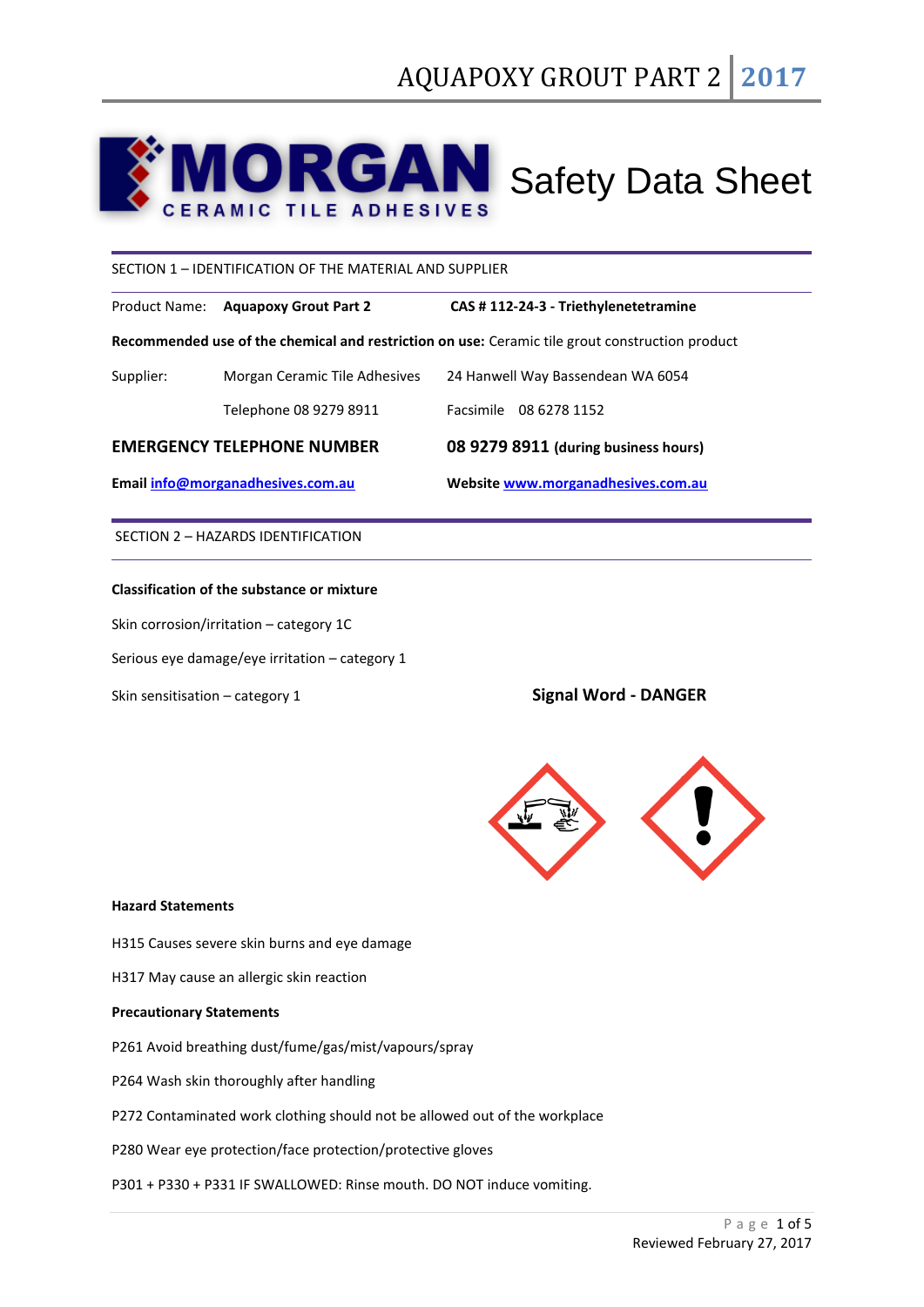# MORGAN CERAMIC TILE ADHESIVES

# Safety Data Sheet

## SECTION 1 – IDENTIFICATION OF THE MATERIAL AND SUPPLIER

Product Name: **Aquapoxy Grout Part 2** **CAS # 112-24-3 - Triethylenetetramine**

**Recommended use of the chemical and restriction on use:** Ceramic tile grout construction product

Supplier: Morgan Ceramic Tile Adhesives 24 Hanwell Way Bassendean WA 6054

Telephone 08 9279 8911 Facsimile 08 6278 1152

**EMERGENCY TELEPHONE NUMBER** **08 9279 8911 (during business hours)**

**Email info@morganadhesives.com.au** **Website www.morganadhesives.com.au**

## SECTION 2 – HAZARDS IDENTIFICATION

**Classification of the substance or mixture**

Skin corrosion/irritation – category 1C

Serious eye damage/eye irritation – category 1

Skin sensitisation – category 1

**Signal Word - DANGER**

**Hazard Statements**

H315 Causes severe skin burns and eye damage

H317 May cause an allergic skin reaction

**Precautionary Statements**

P261 Avoid breathing dust/fume/gas/mist/vapours/spray

P264 Wash skin thoroughly after handling

P272 Contaminated work clothing should not be allowed out of the workplace

P280 Wear eye protection/face protection/protective gloves

P301 + P330 + P331 IF SWALLOWED: Rinse mouth. DO NOT induce vomiting.

Reviewed February 27, 2017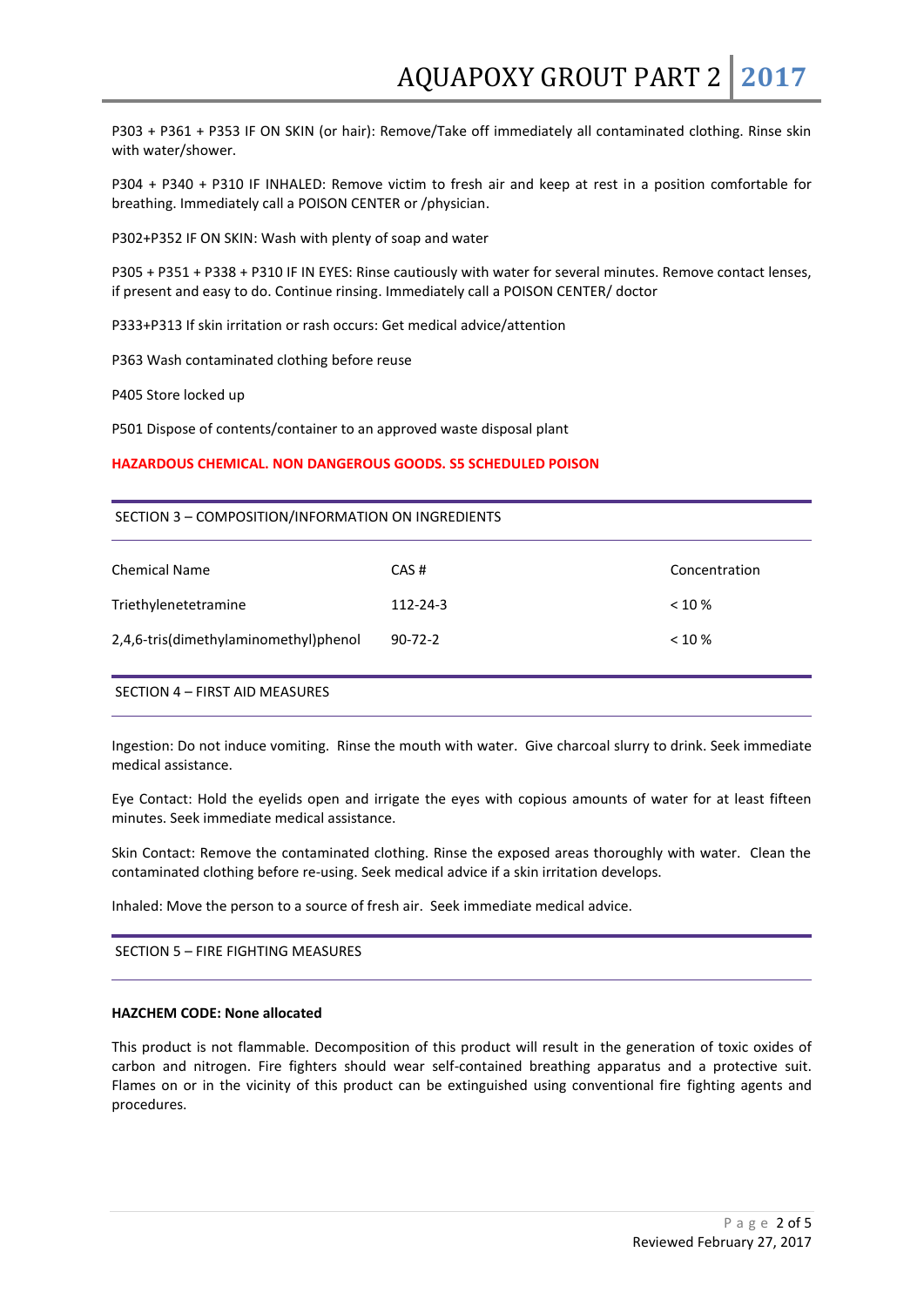P303 + P361 + P353 IF ON SKIN (or hair): Remove/Take off immediately all contaminated clothing. Rinse skin with water/shower.

P304 + P340 + P310 IF INHALED: Remove victim to fresh air and keep at rest in a position comfortable for breathing. Immediately call a POISON CENTER or /physician.

P302+P352 IF ON SKIN: Wash with plenty of soap and water

P305 + P351 + P338 + P310 IF IN EYES: Rinse cautiously with water for several minutes. Remove contact lenses, if present and easy to do. Continue rinsing. Immediately call a POISON CENTER/ doctor

P333+P313 If skin irritation or rash occurs: Get medical advice/attention

P363 Wash contaminated clothing before reuse

P405 Store locked up

P501 Dispose of contents/container to an approved waste disposal plant

**HAZARDOUS CHEMICAL. NON DANGEROUS GOODS. S5 SCHEDULED POISON**

## SECTION 3 – COMPOSITION/INFORMATION ON INGREDIENTS

| Chemical Name | CAS # | Concentration |
|---|---|---|
| Triethylenetetramine | 112-24-3 | < 10 % |
| 2,4,6-tris(dimethylaminomethyl)phenol | 90-72-2 | < 10 % |

## SECTION 4 – FIRST AID MEASURES

Ingestion: Do not induce vomiting. Rinse the mouth with water. Give charcoal slurry to drink. Seek immediate medical assistance.

Eye Contact: Hold the eyelids open and irrigate the eyes with copious amounts of water for at least fifteen minutes. Seek immediate medical assistance.

Skin Contact: Remove the contaminated clothing. Rinse the exposed areas thoroughly with water. Clean the contaminated clothing before re-using. Seek medical advice if a skin irritation develops.

Inhaled: Move the person to a source of fresh air. Seek immediate medical advice.

## SECTION 5 – FIRE FIGHTING MEASURES

**HAZCHEM CODE: None allocated**

This product is not flammable. Decomposition of this product will result in the generation of toxic oxides of carbon and nitrogen. Fire fighters should wear self-contained breathing apparatus and a protective suit. Flames on or in the vicinity of this product can be extinguished using conventional fire fighting agents and procedures.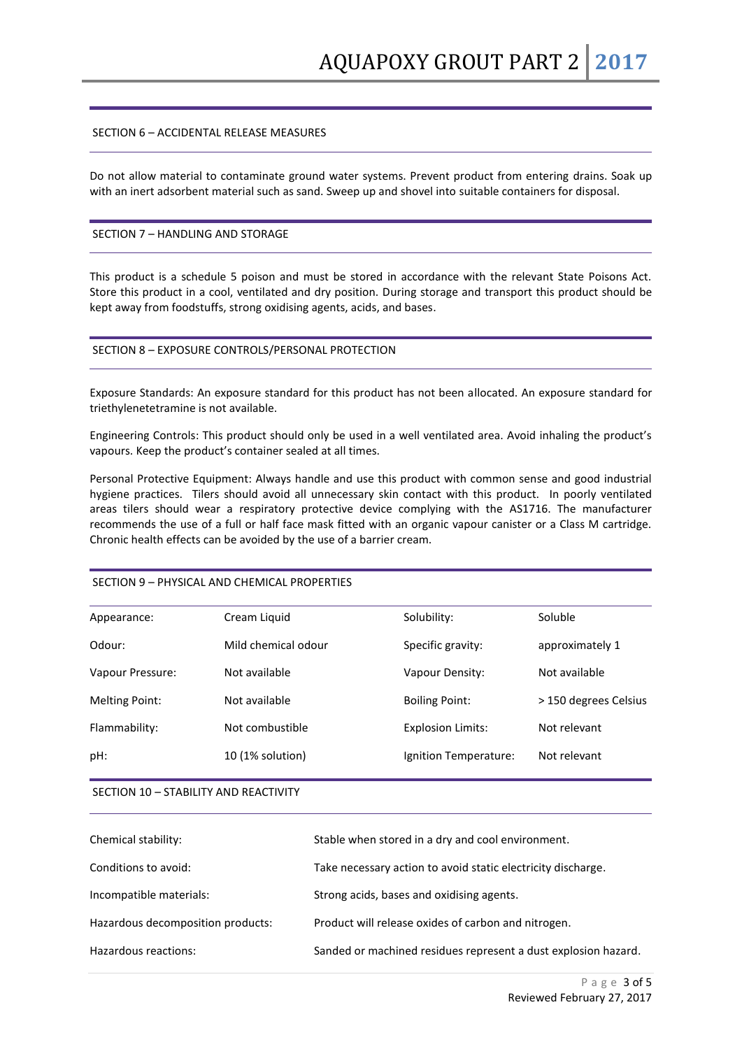## SECTION 6 – ACCIDENTAL RELEASE MEASURES

Do not allow material to contaminate ground water systems. Prevent product from entering drains. Soak up with an inert adsorbent material such as sand. Sweep up and shovel into suitable containers for disposal.

## SECTION 7 – HANDLING AND STORAGE

This product is a schedule 5 poison and must be stored in accordance with the relevant State Poisons Act. Store this product in a cool, ventilated and dry position. During storage and transport this product should be kept away from foodstuffs, strong oxidising agents, acids, and bases.

## SECTION 8 – EXPOSURE CONTROLS/PERSONAL PROTECTION

Exposure Standards: An exposure standard for this product has not been allocated. An exposure standard for triethylenetetramine is not available.

Engineering Controls: This product should only be used in a well ventilated area. Avoid inhaling the product's vapours. Keep the product's container sealed at all times.

Personal Protective Equipment: Always handle and use this product with common sense and good industrial hygiene practices. Tilers should avoid all unnecessary skin contact with this product. In poorly ventilated areas tilers should wear a respiratory protective device complying with the AS1716. The manufacturer recommends the use of a full or half face mask fitted with an organic vapour canister or a Class M cartridge. Chronic health effects can be avoided by the use of a barrier cream.

## SECTION 9 – PHYSICAL AND CHEMICAL PROPERTIES

| | | | |
|---|---|---|---|
| Appearance: | Cream Liquid | Solubility: | Soluble |
| Odour: | Mild chemical odour | Specific gravity: | approximately 1 |
| Vapour Pressure: | Not available | Vapour Density: | Not available |
| Melting Point: | Not available | Boiling Point: | > 150 degrees Celsius |
| Flammability: | Not combustible | Explosion Limits: | Not relevant |
| pH: | 10 (1% solution) | Ignition Temperature: | Not relevant |

## SECTION 10 – STABILITY AND REACTIVITY

| | |
|---|---|
| Chemical stability: | Stable when stored in a dry and cool environment. |
| Conditions to avoid: | Take necessary action to avoid static electricity discharge. |
| Incompatible materials: | Strong acids, bases and oxidising agents. |
| Hazardous decomposition products: | Product will release oxides of carbon and nitrogen. |
| Hazardous reactions: | Sanded or machined residues represent a dust explosion hazard. |

Reviewed February 27, 2017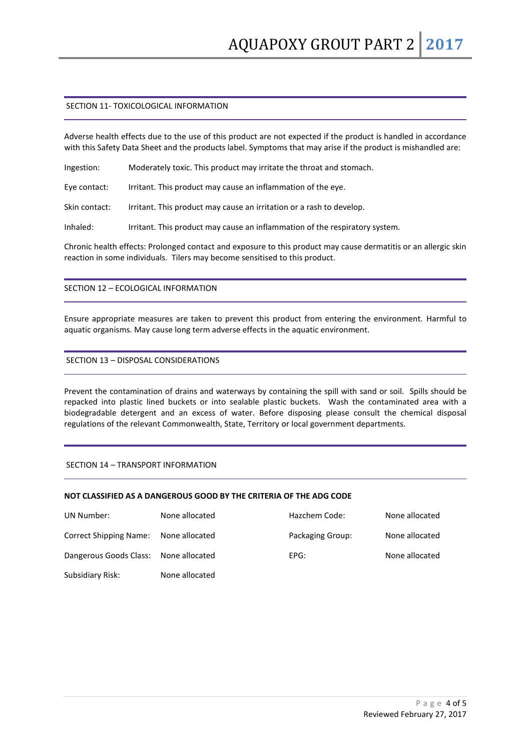## SECTION 11- TOXICOLOGICAL INFORMATION

Adverse health effects due to the use of this product are not expected if the product is handled in accordance with this Safety Data Sheet and the products label. Symptoms that may arise if the product is mishandled are:

Ingestion: Moderately toxic. This product may irritate the throat and stomach.

Eye contact: Irritant. This product may cause an inflammation of the eye.

Skin contact: Irritant. This product may cause an irritation or a rash to develop.

Inhaled: Irritant. This product may cause an inflammation of the respiratory system.

Chronic health effects: Prolonged contact and exposure to this product may cause dermatitis or an allergic skin reaction in some individuals. Tilers may become sensitised to this product.

## SECTION 12 – ECOLOGICAL INFORMATION

Ensure appropriate measures are taken to prevent this product from entering the environment. Harmful to aquatic organisms. May cause long term adverse effects in the aquatic environment.

## SECTION 13 – DISPOSAL CONSIDERATIONS

Prevent the contamination of drains and waterways by containing the spill with sand or soil. Spills should be repacked into plastic lined buckets or into sealable plastic buckets. Wash the contaminated area with a biodegradable detergent and an excess of water. Before disposing please consult the chemical disposal regulations of the relevant Commonwealth, State, Territory or local government departments.

## SECTION 14 – TRANSPORT INFORMATION

**NOT CLASSIFIED AS A DANGEROUS GOOD BY THE CRITERIA OF THE ADG CODE**

| | | | |
|---|---|---|---|
| UN Number: | None allocated | Hazchem Code: | None allocated |
| Correct Shipping Name: | None allocated | Packaging Group: | None allocated |
| Dangerous Goods Class: | None allocated | EPG: | None allocated |
| Subsidiary Risk: | None allocated | | |

Reviewed February 27, 2017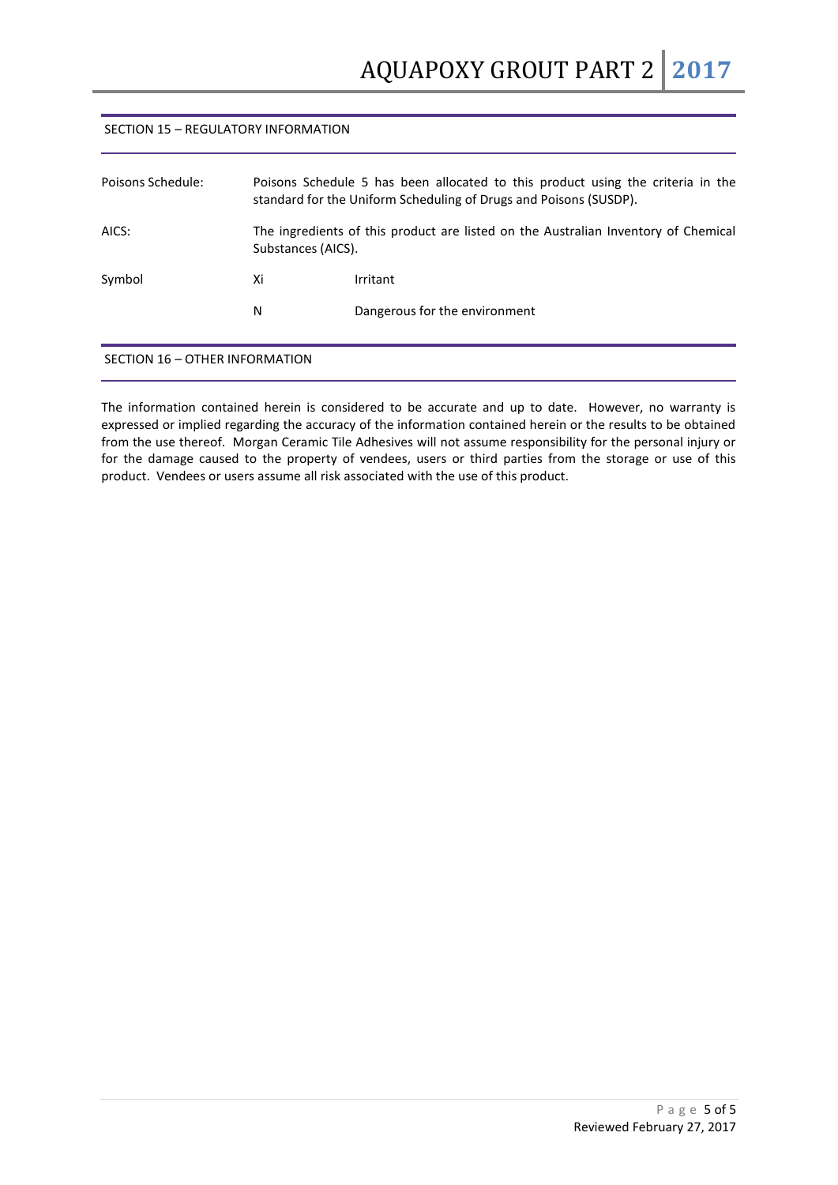## SECTION 15 – REGULATORY INFORMATION

| | | |
|---|---|---|
| Poisons Schedule: | Poisons Schedule 5 has been allocated to this product using the criteria in the standard for the Uniform Scheduling of Drugs and Poisons (SUSDP). | |
| AICS: | The ingredients of this product are listed on the Australian Inventory of Chemical Substances (AICS). | |
| Symbol | Xi | Irritant |
| | N | Dangerous for the environment |

## SECTION 16 – OTHER INFORMATION

The information contained herein is considered to be accurate and up to date. However, no warranty is expressed or implied regarding the accuracy of the information contained herein or the results to be obtained from the use thereof. Morgan Ceramic Tile Adhesives will not assume responsibility for the personal injury or for the damage caused to the property of vendees, users or third parties from the storage or use of this product. Vendees or users assume all risk associated with the use of this product.